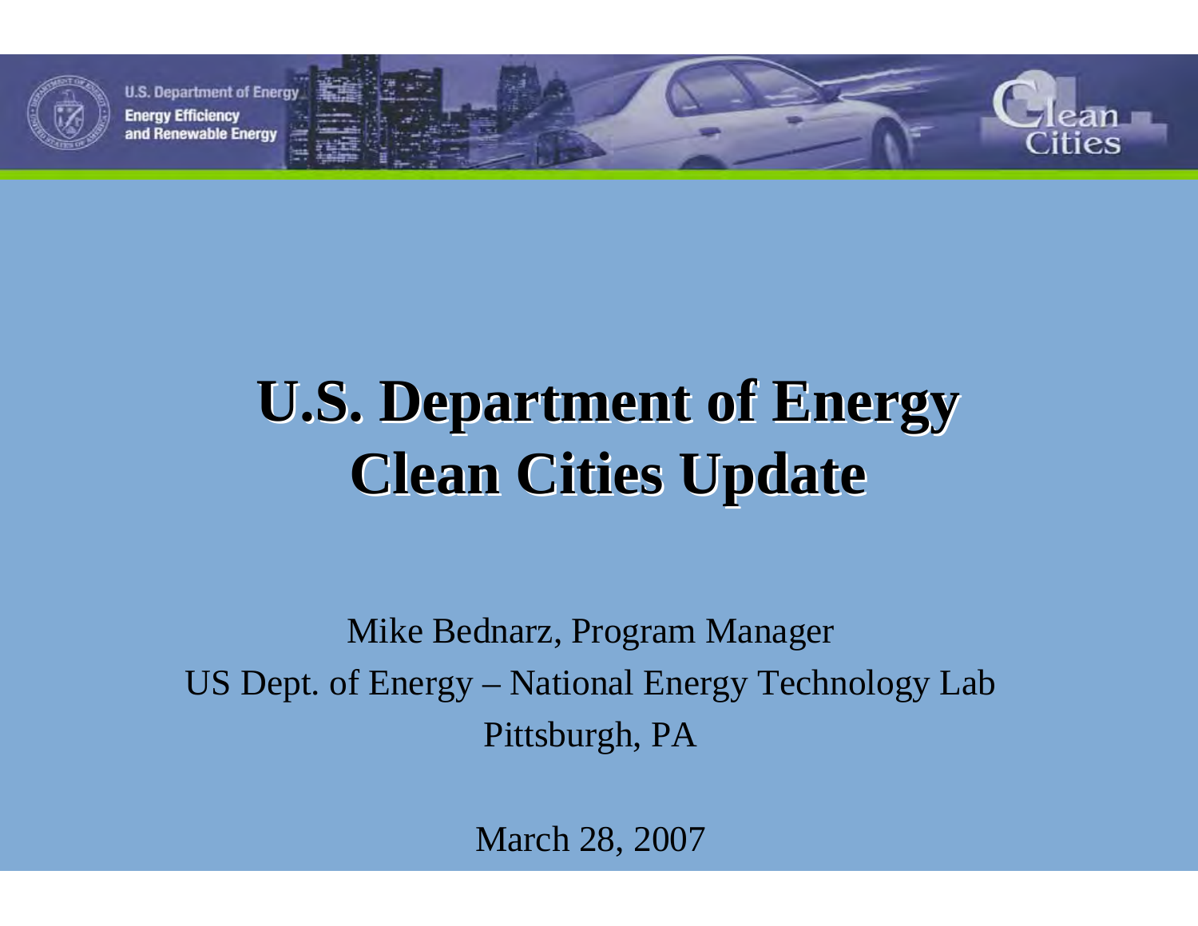# U.S. Department of Energy Clean Cities Update

Mike Bednarz, Program Manager

US Dept. of Energy – National Energy Technology Lab

Pittsburgh, PA

March 28, 2007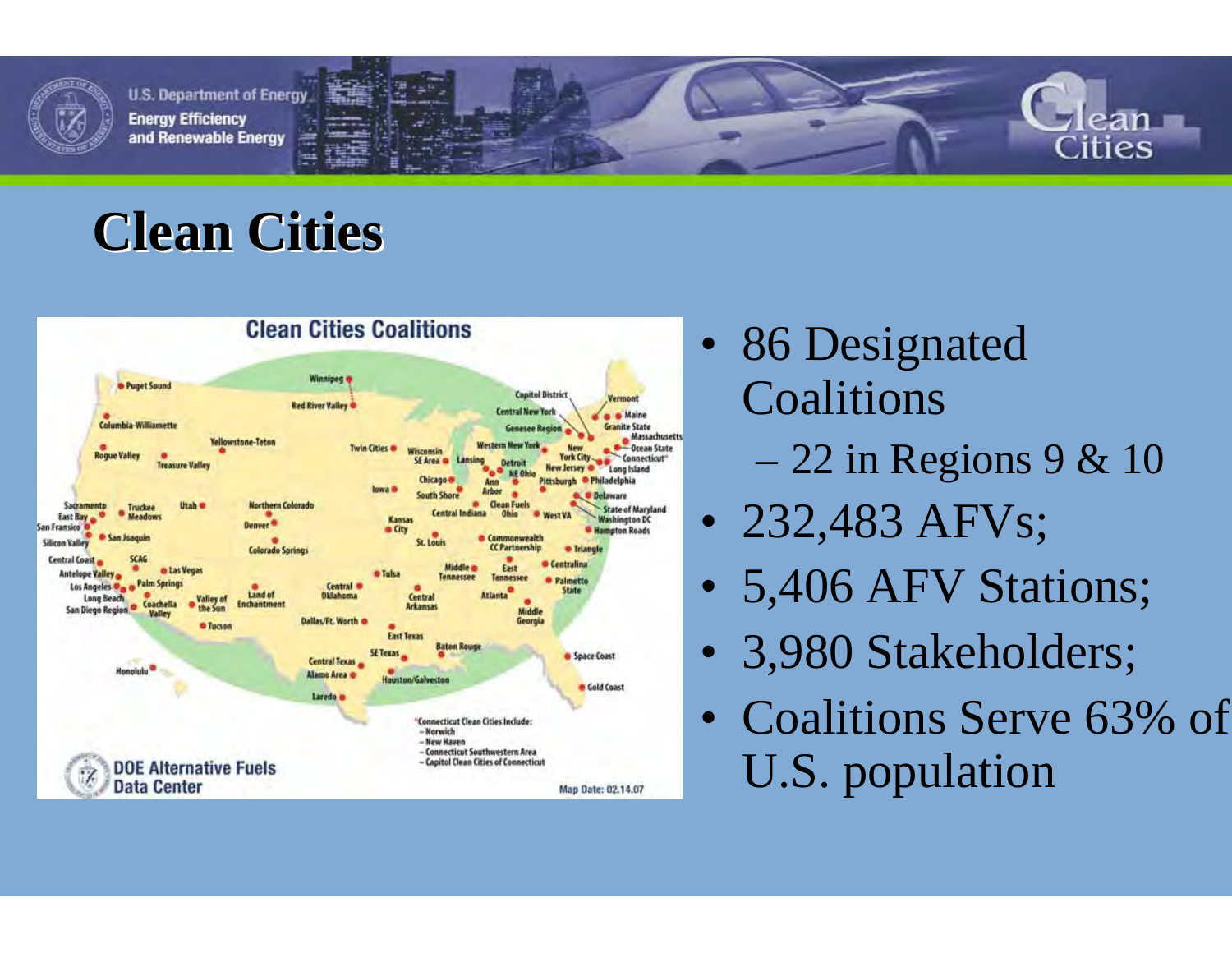# Clean Cities

- 86 Designated Coalitions
  - 22 in Regions 9 & 10
- 232,483 AFVs;
- 5,406 AFV Stations;
- 3,980 Stakeholders;
- Coalitions Serve 63% of U.S. population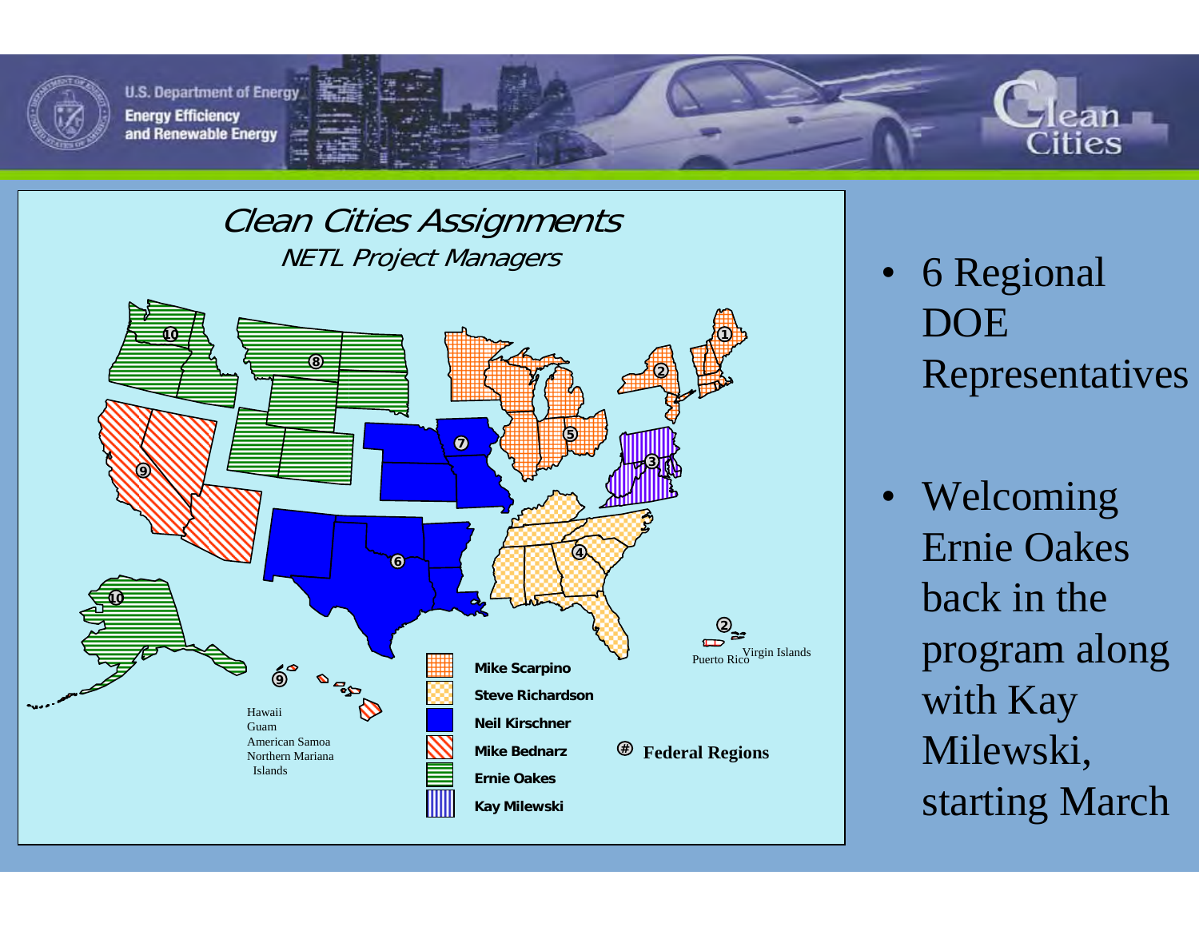## Clean Cities Assignments

*NETL Project Managers*

- Mike Scarpino
- Steve Richardson
- Neil Kirschner
- Mike Bednarz
- Ernie Oakes
- Kay Milewski

# Federal Regions

Hawaii
Guam
American Samoa
Northern Mariana Islands

Puerto Rico
Virgin Islands

- 6 Regional DOE Representatives
- Welcoming Ernie Oakes back in the program along with Kay Milewski, starting March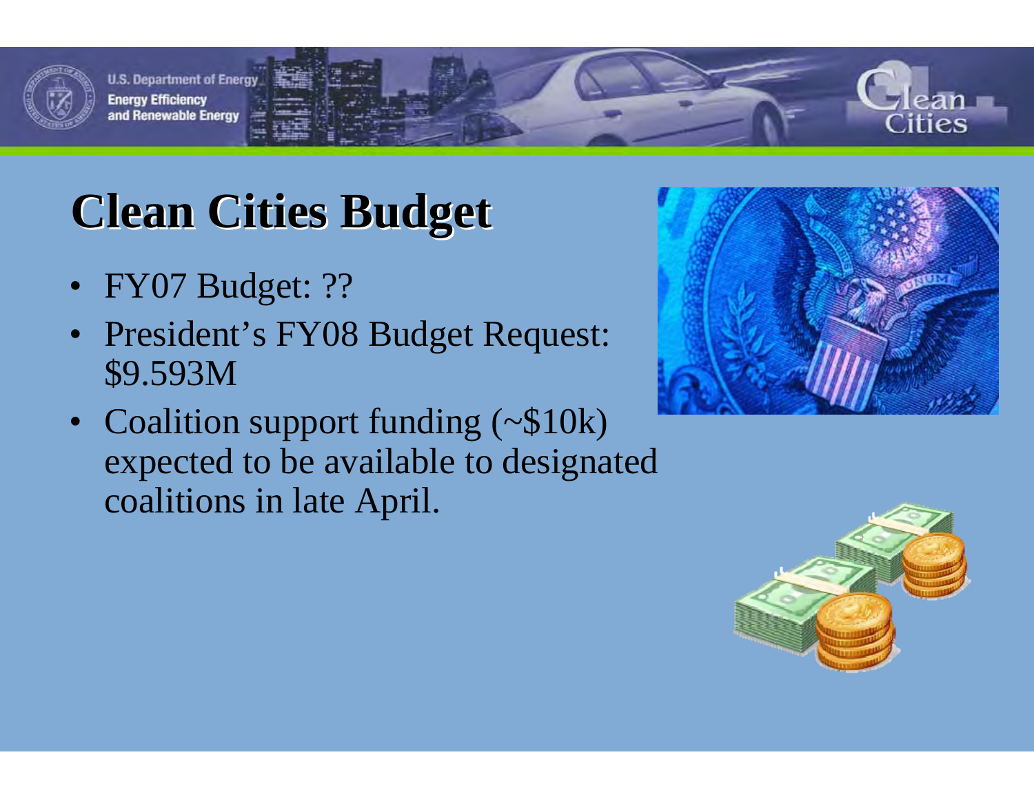# Clean Cities Budget

- FY07 Budget: ??
- President's FY08 Budget Request: $9.593M
- Coalition support funding (~$10k) expected to be available to designated coalitions in late April.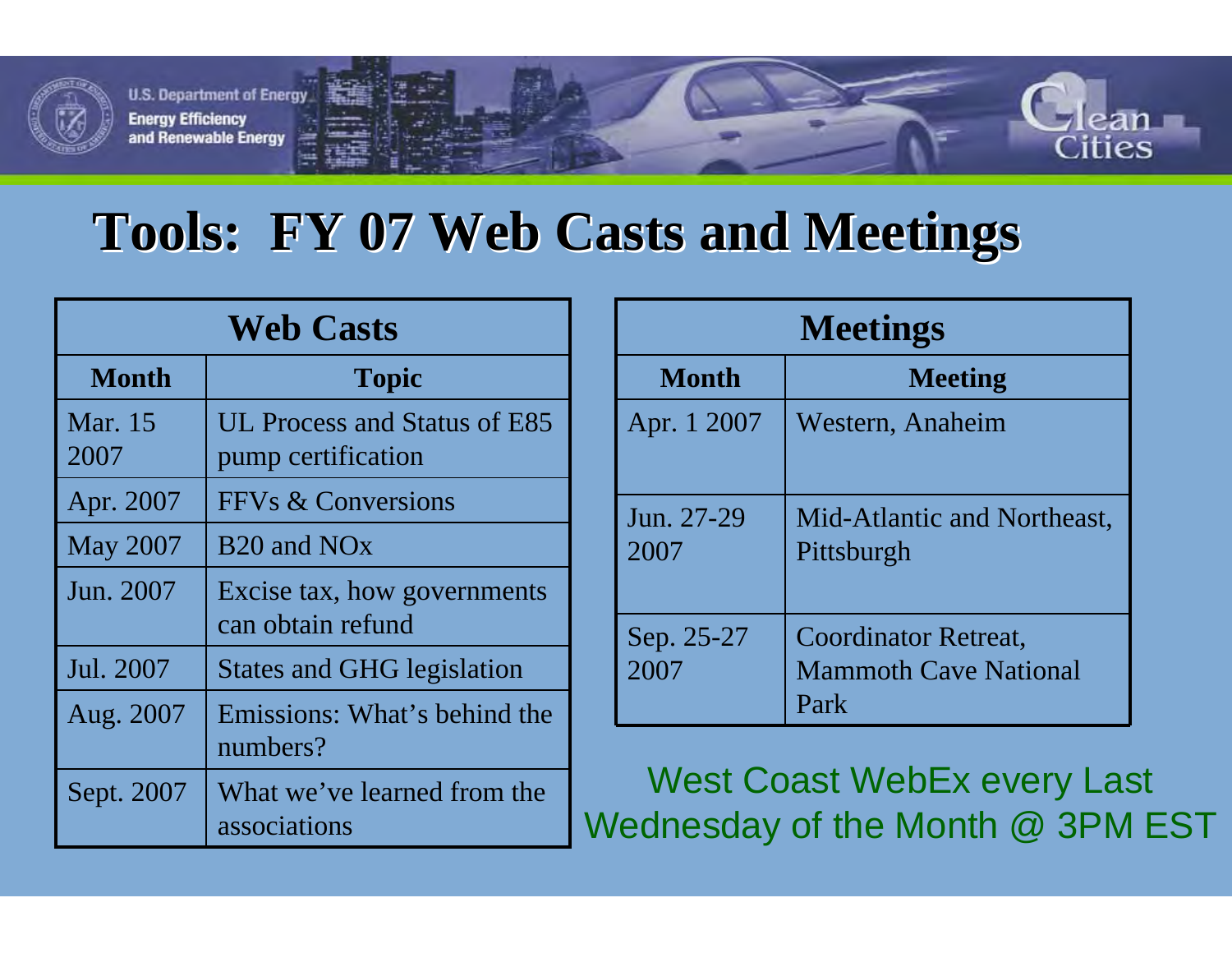# Tools: FY 07 Web Casts and Meetings

| Web Casts | |
|---|---|
| **Month** | **Topic** |
| Mar. 15 2007 | UL Process and Status of E85 pump certification |
| Apr. 2007 | FFVs & Conversions |
| May 2007 | B20 and NOx |
| Jun. 2007 | Excise tax, how governments can obtain refund |
| Jul. 2007 | States and GHG legislation |
| Aug. 2007 | Emissions: What's behind the numbers? |
| Sept. 2007 | What we've learned from the associations |

| Meetings | |
|---|---|
| **Month** | **Meeting** |
| Apr. 1 2007 | Western, Anaheim |
| Jun. 27-29 2007 | Mid-Atlantic and Northeast, Pittsburgh |
| Sep. 25-27 2007 | Coordinator Retreat, Mammoth Cave National Park |

West Coast WebEx every Last Wednesday of the Month @ 3PM EST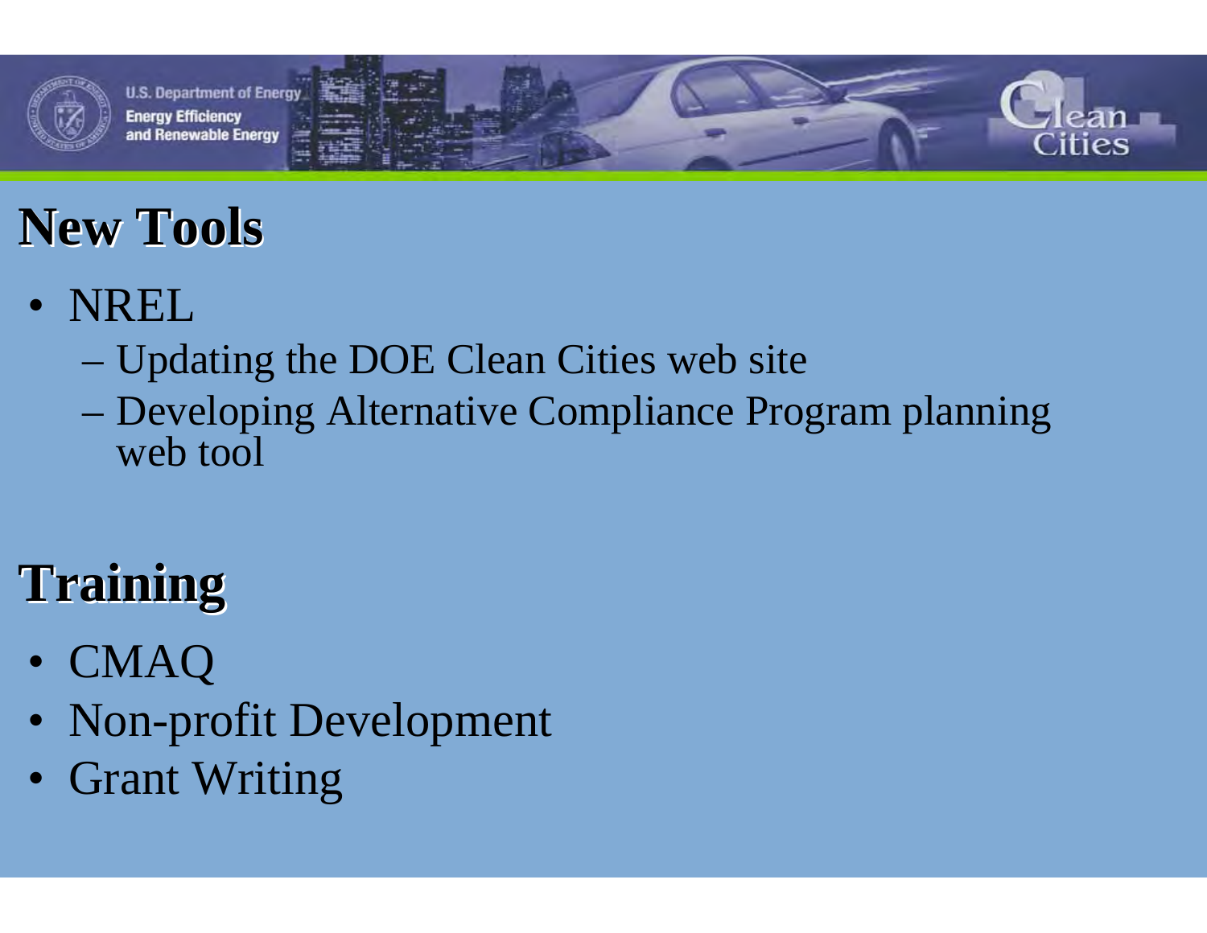## New Tools

- NREL
  - Updating the DOE Clean Cities web site
  - Developing Alternative Compliance Program planning web tool

## Training

- CMAQ
- Non-profit Development
- Grant Writing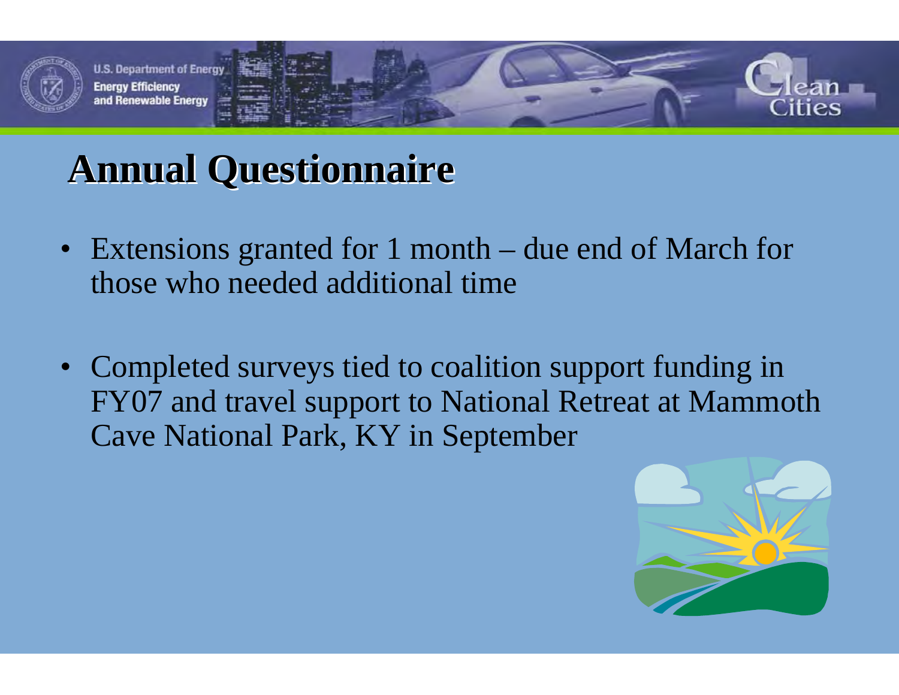# Annual Questionnaire

- Extensions granted for 1 month – due end of March for those who needed additional time
- Completed surveys tied to coalition support funding in FY07 and travel support to National Retreat at Mammoth Cave National Park, KY in September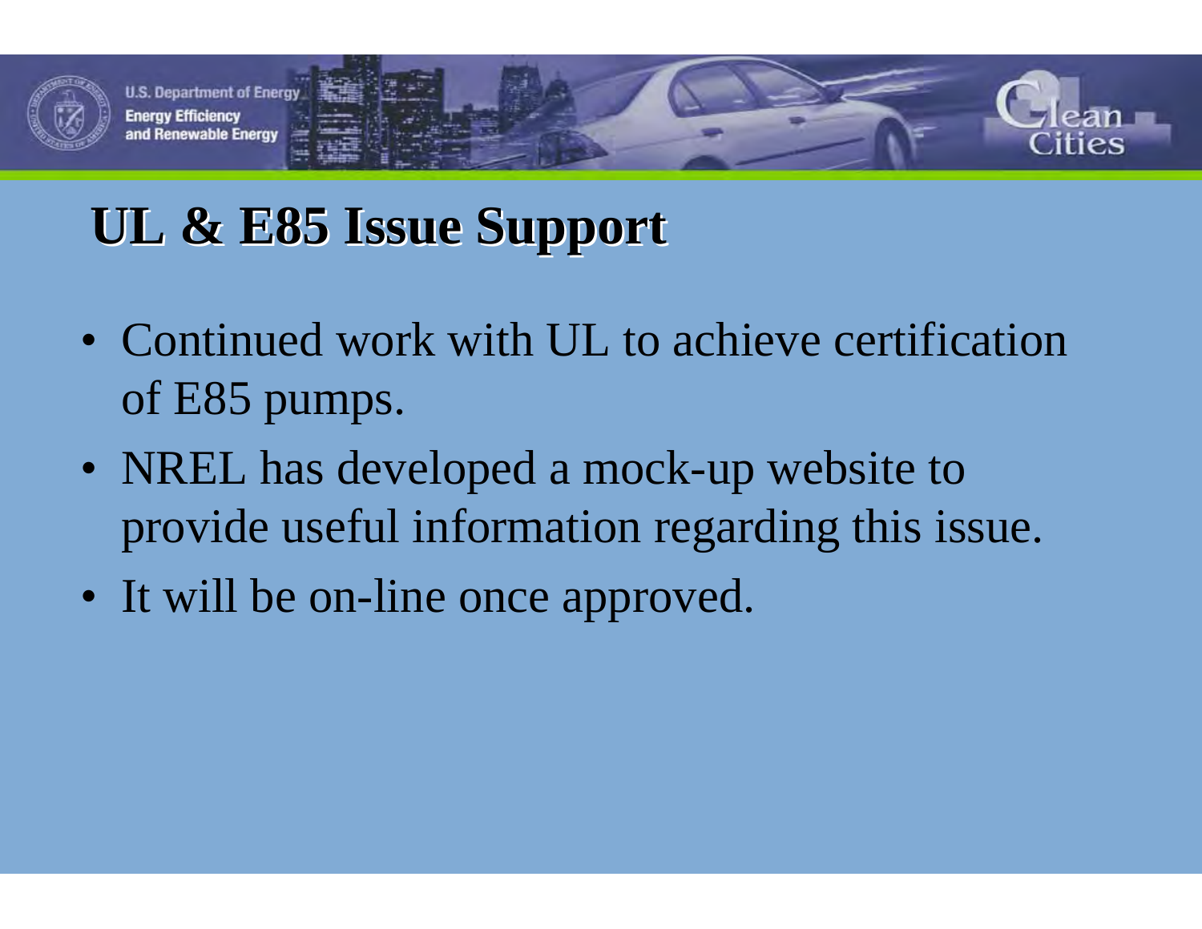## UL & E85 Issue Support

- Continued work with UL to achieve certification of E85 pumps.
- NREL has developed a mock-up website to provide useful information regarding this issue.
- It will be on-line once approved.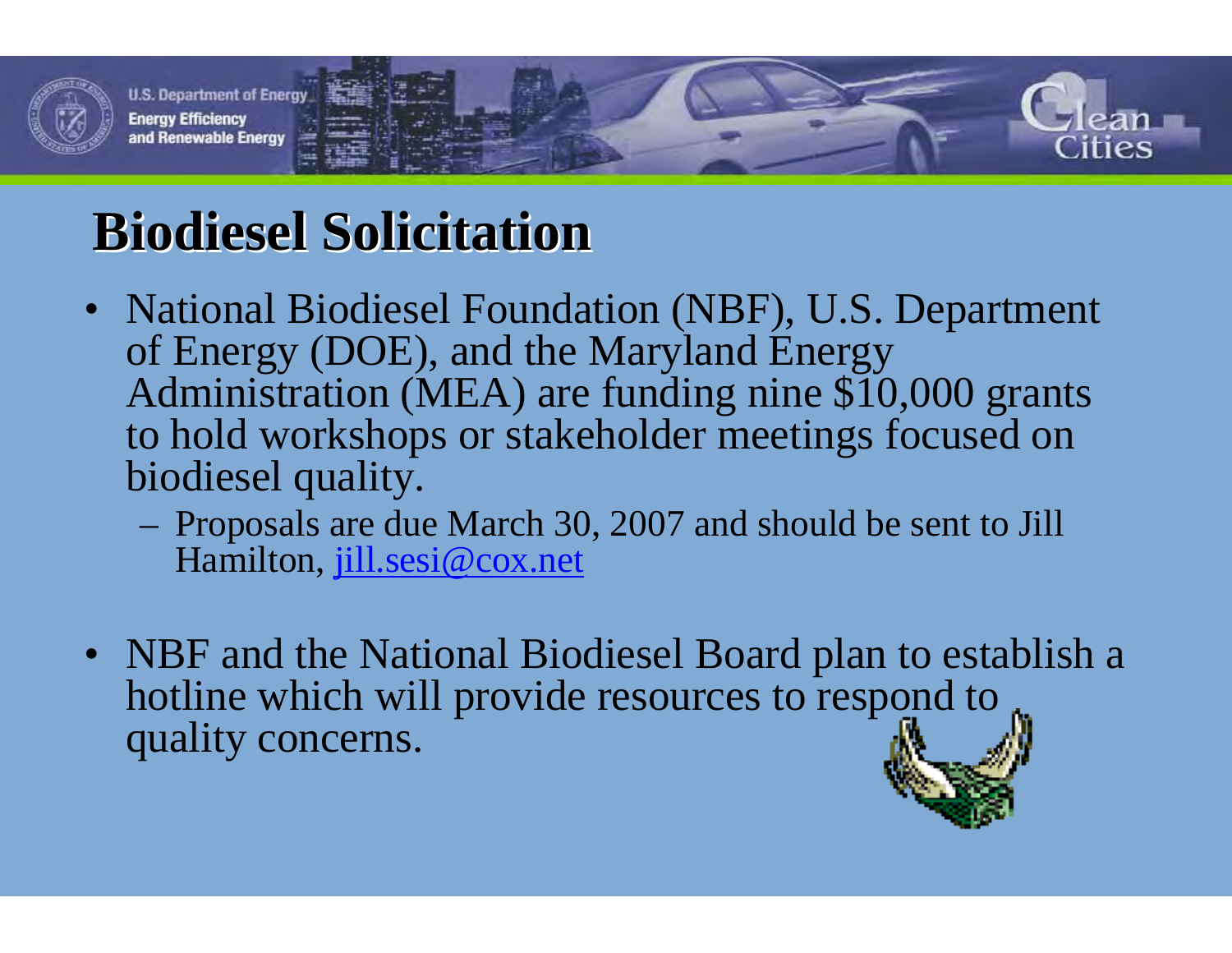# Biodiesel Solicitation

- National Biodiesel Foundation (NBF), U.S. Department of Energy (DOE), and the Maryland Energy Administration (MEA) are funding nine $10,000 grants to hold workshops or stakeholder meetings focused on biodiesel quality.
  - Proposals are due March 30, 2007 and should be sent to Jill Hamilton, jill.sesi@cox.net

- NBF and the National Biodiesel Board plan to establish a hotline which will provide resources to respond to quality concerns.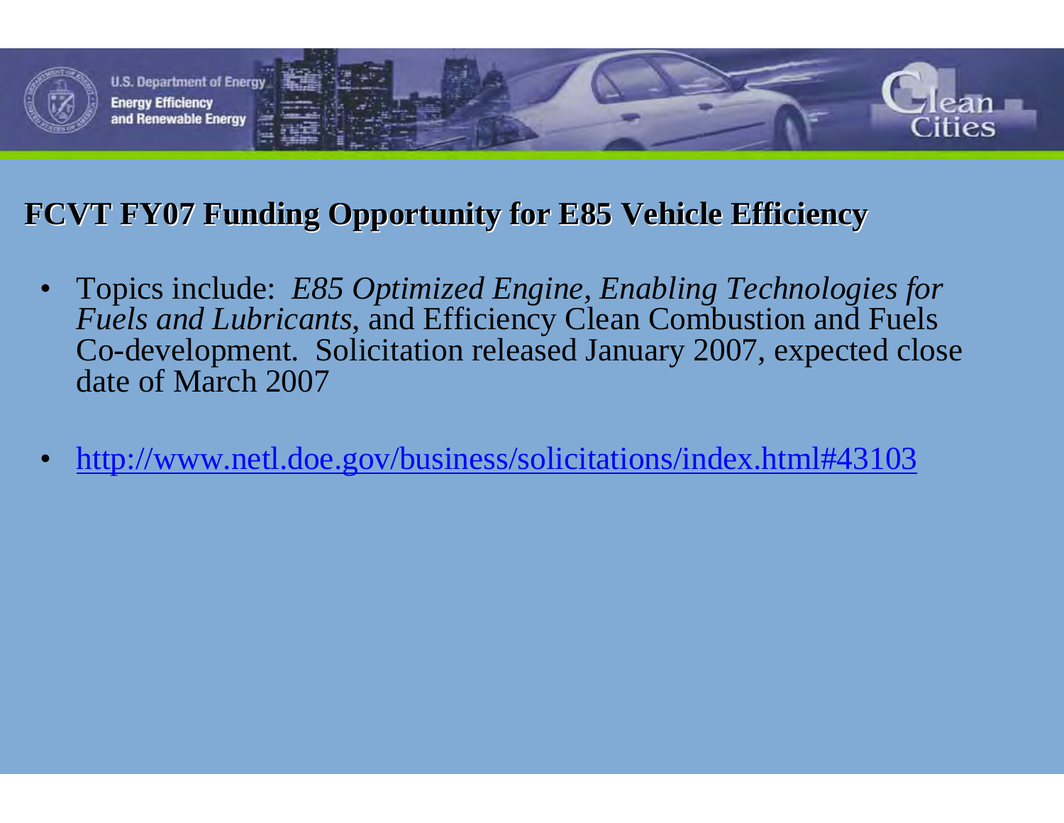## FCVT FY07 Funding Opportunity for E85 Vehicle Efficiency

- Topics include: *E85 Optimized Engine*, *Enabling Technologies for Fuels and Lubricants*, and Efficiency Clean Combustion and Fuels Co-development. Solicitation released January 2007, expected close date of March 2007
- http://www.netl.doe.gov/business/solicitations/index.html#43103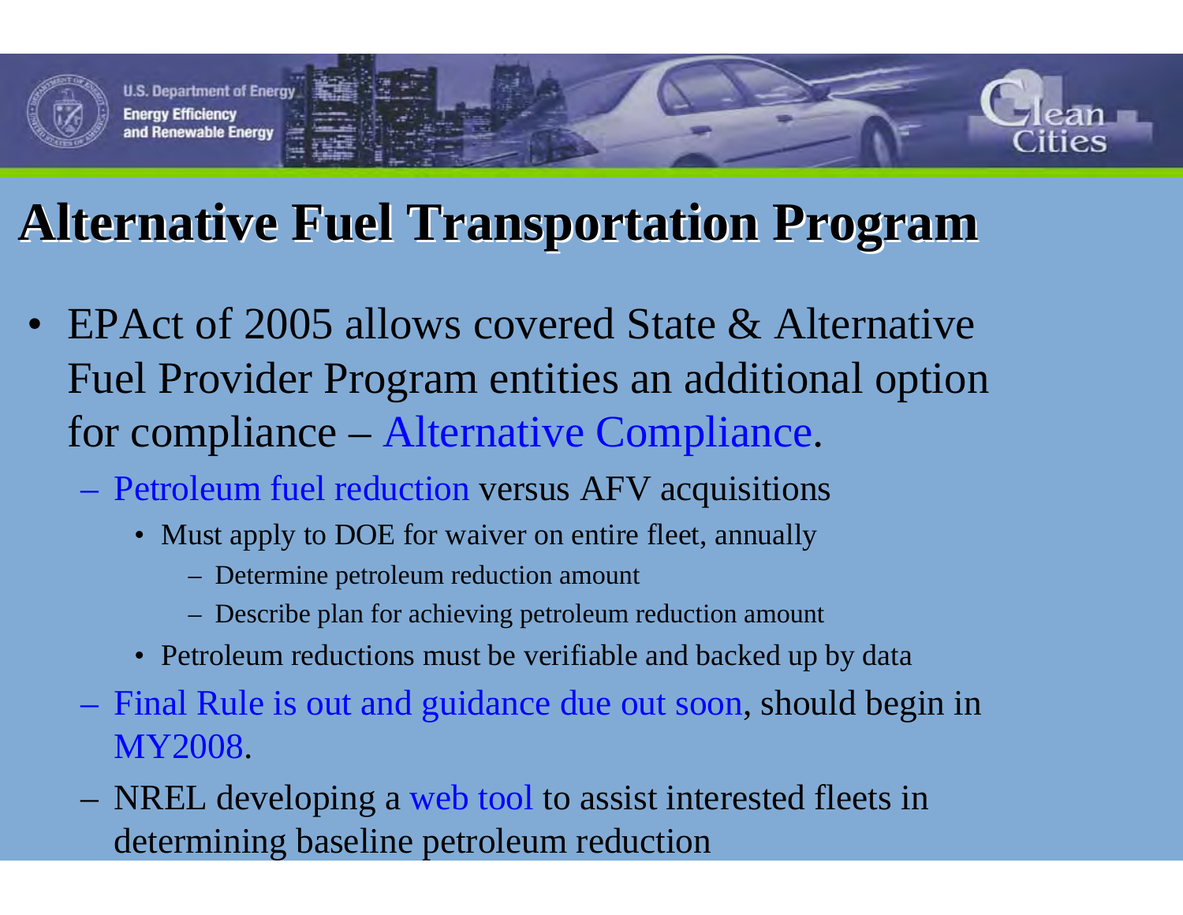# Alternative Fuel Transportation Program

- EPAct of 2005 allows covered State & Alternative Fuel Provider Program entities an additional option for compliance – Alternative Compliance.
  - Petroleum fuel reduction versus AFV acquisitions
    - Must apply to DOE for waiver on entire fleet, annually
      - Determine petroleum reduction amount
      - Describe plan for achieving petroleum reduction amount
    - Petroleum reductions must be verifiable and backed up by data
  - Final Rule is out and guidance due out soon, should begin in MY2008.
  - NREL developing a web tool to assist interested fleets in determining baseline petroleum reduction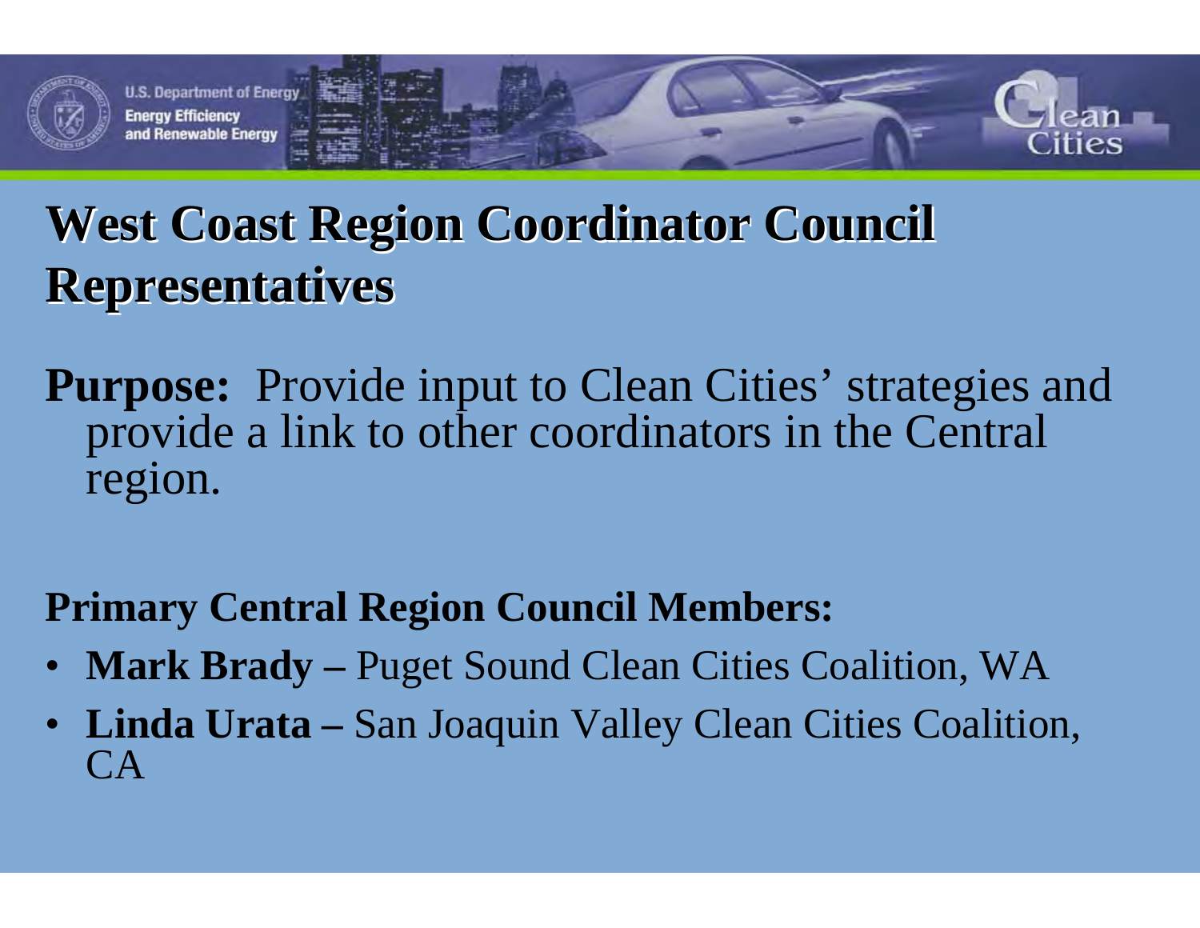# West Coast Region Coordinator Council Representatives

**Purpose:** Provide input to Clean Cities' strategies and provide a link to other coordinators in the Central region.

**Primary Central Region Council Members:**

- **Mark Brady –** Puget Sound Clean Cities Coalition, WA
- **Linda Urata –** San Joaquin Valley Clean Cities Coalition, CA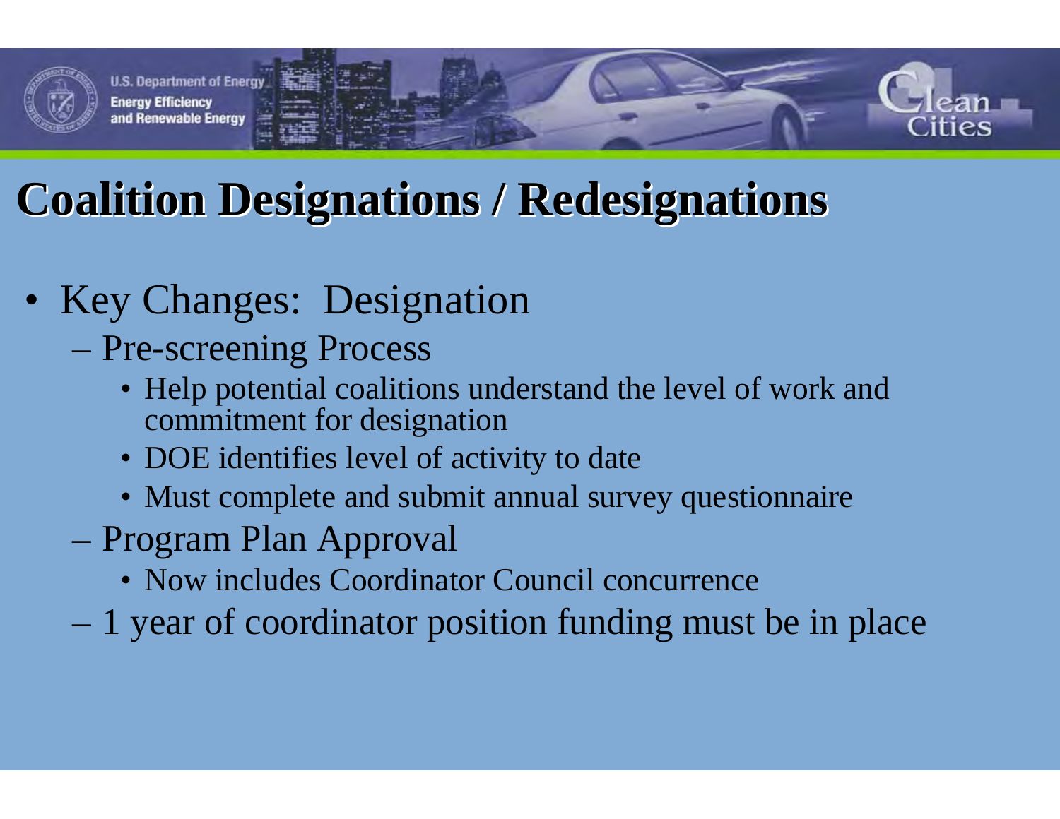# Coalition Designations / Redesignations

- Key Changes: Designation
  - Pre-screening Process
    - Help potential coalitions understand the level of work and commitment for designation
    - DOE identifies level of activity to date
    - Must complete and submit annual survey questionnaire
  - Program Plan Approval
    - Now includes Coordinator Council concurrence
  - 1 year of coordinator position funding must be in place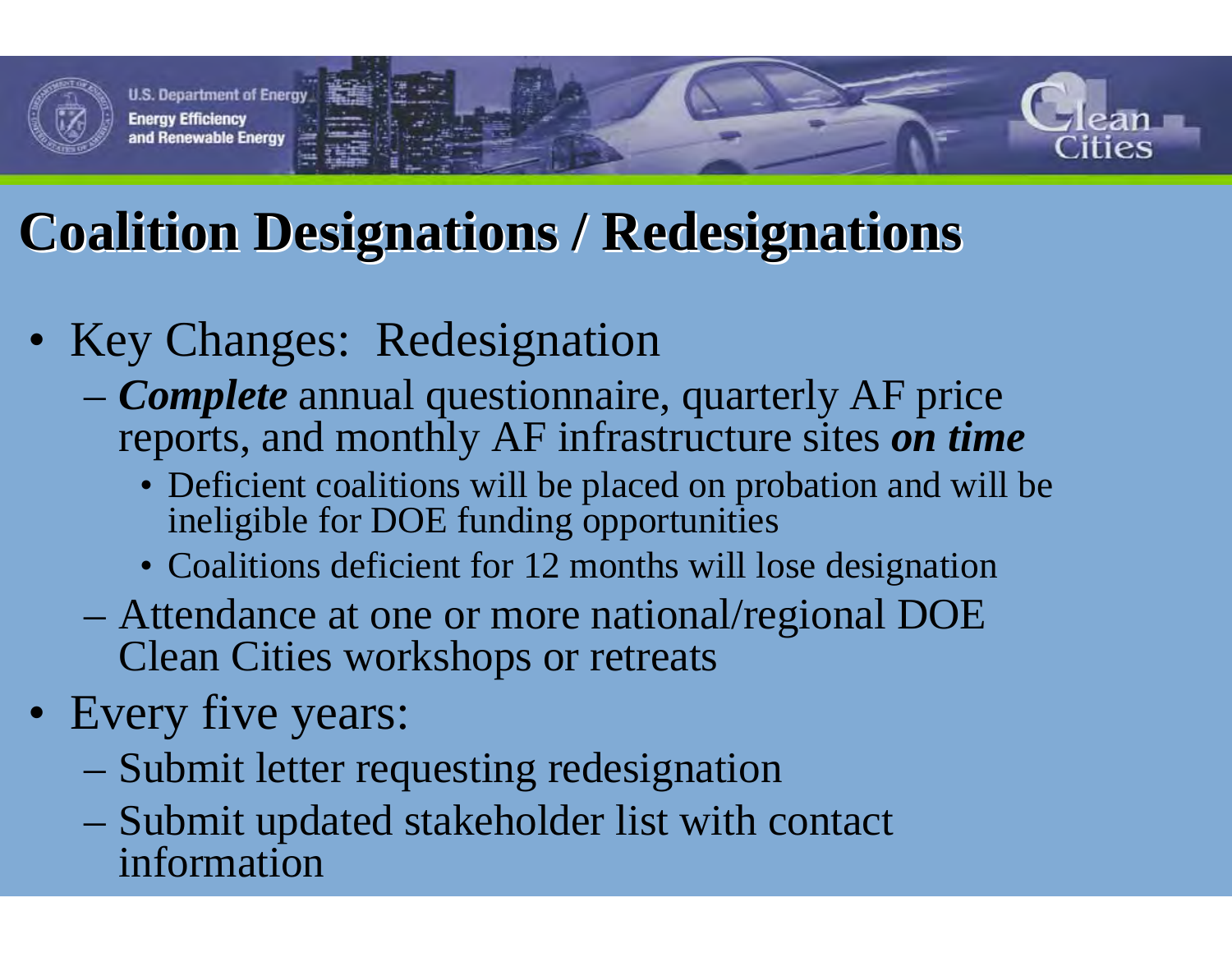# Coalition Designations / Redesignations

- Key Changes: Redesignation
  - ***Complete*** annual questionnaire, quarterly AF price reports, and monthly AF infrastructure sites ***on time***
    - Deficient coalitions will be placed on probation and will be ineligible for DOE funding opportunities
    - Coalitions deficient for 12 months will lose designation
  - Attendance at one or more national/regional DOE Clean Cities workshops or retreats
- Every five years:
  - Submit letter requesting redesignation
  - Submit updated stakeholder list with contact information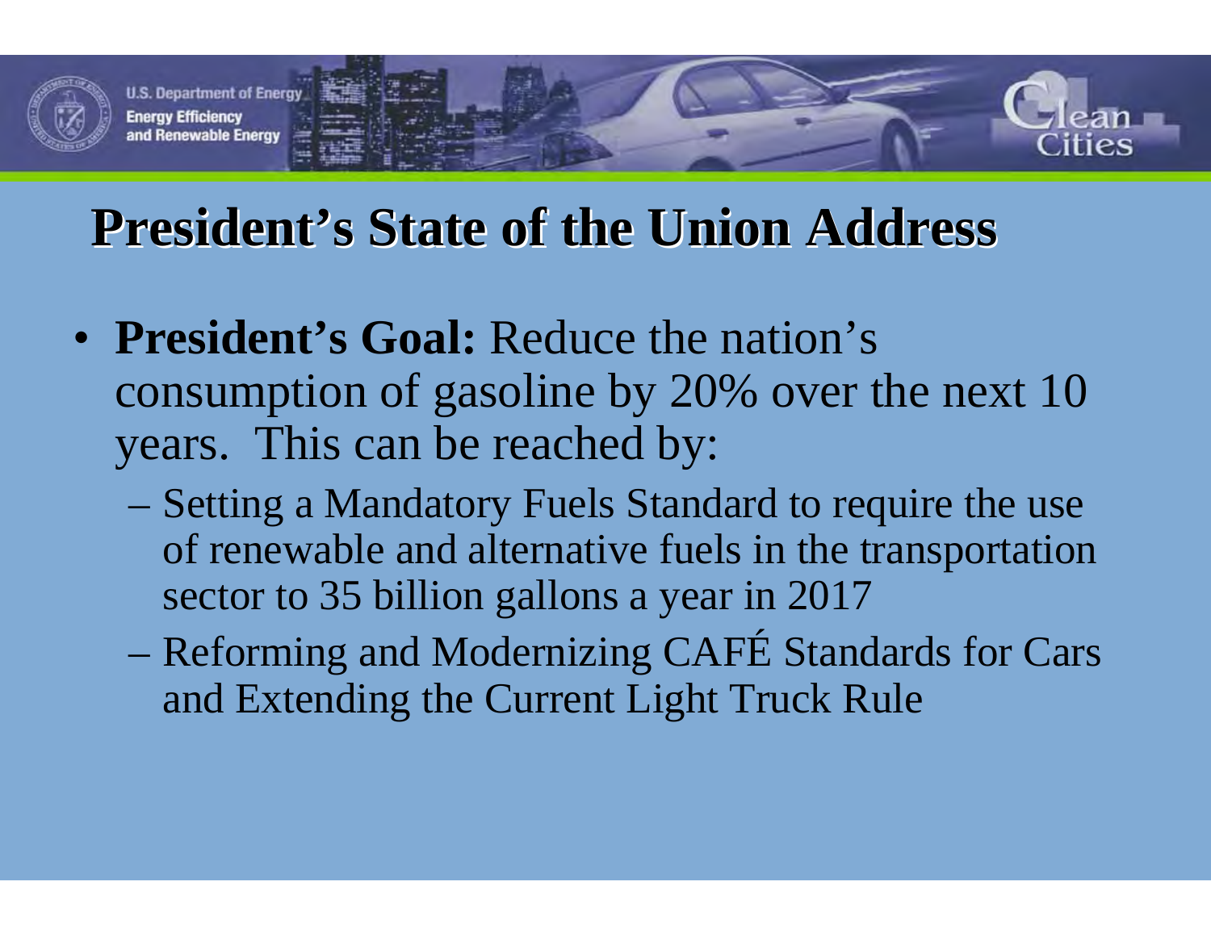# President's State of the Union Address

- **President's Goal:** Reduce the nation's consumption of gasoline by 20% over the next 10 years. This can be reached by:
  - Setting a Mandatory Fuels Standard to require the use of renewable and alternative fuels in the transportation sector to 35 billion gallons a year in 2017
  - Reforming and Modernizing CAFÉ Standards for Cars and Extending the Current Light Truck Rule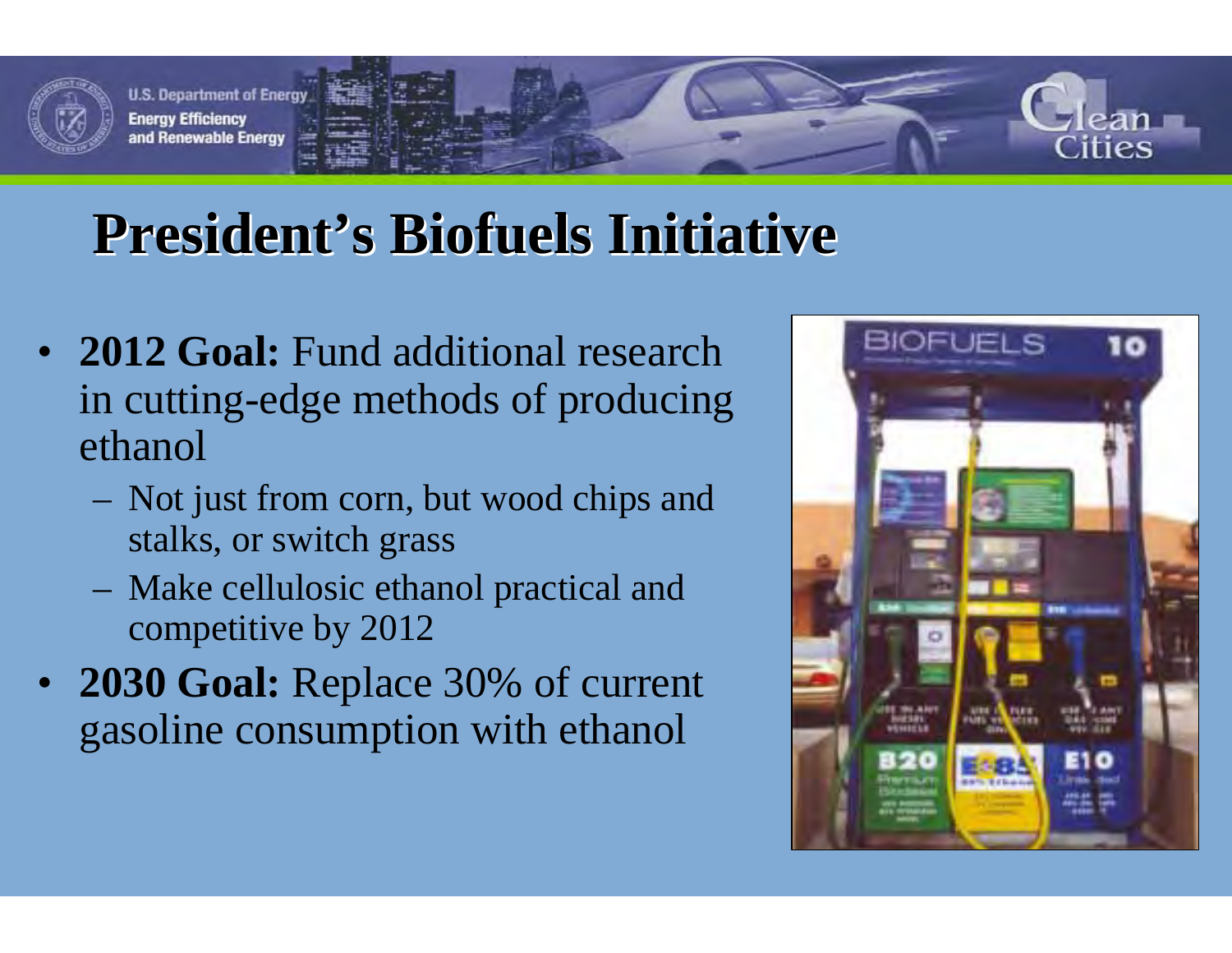# President's Biofuels Initiative

- **2012 Goal:** Fund additional research in cutting-edge methods of producing ethanol
  - Not just from corn, but wood chips and stalks, or switch grass
  - Make cellulosic ethanol practical and competitive by 2012
- **2030 Goal:** Replace 30% of current gasoline consumption with ethanol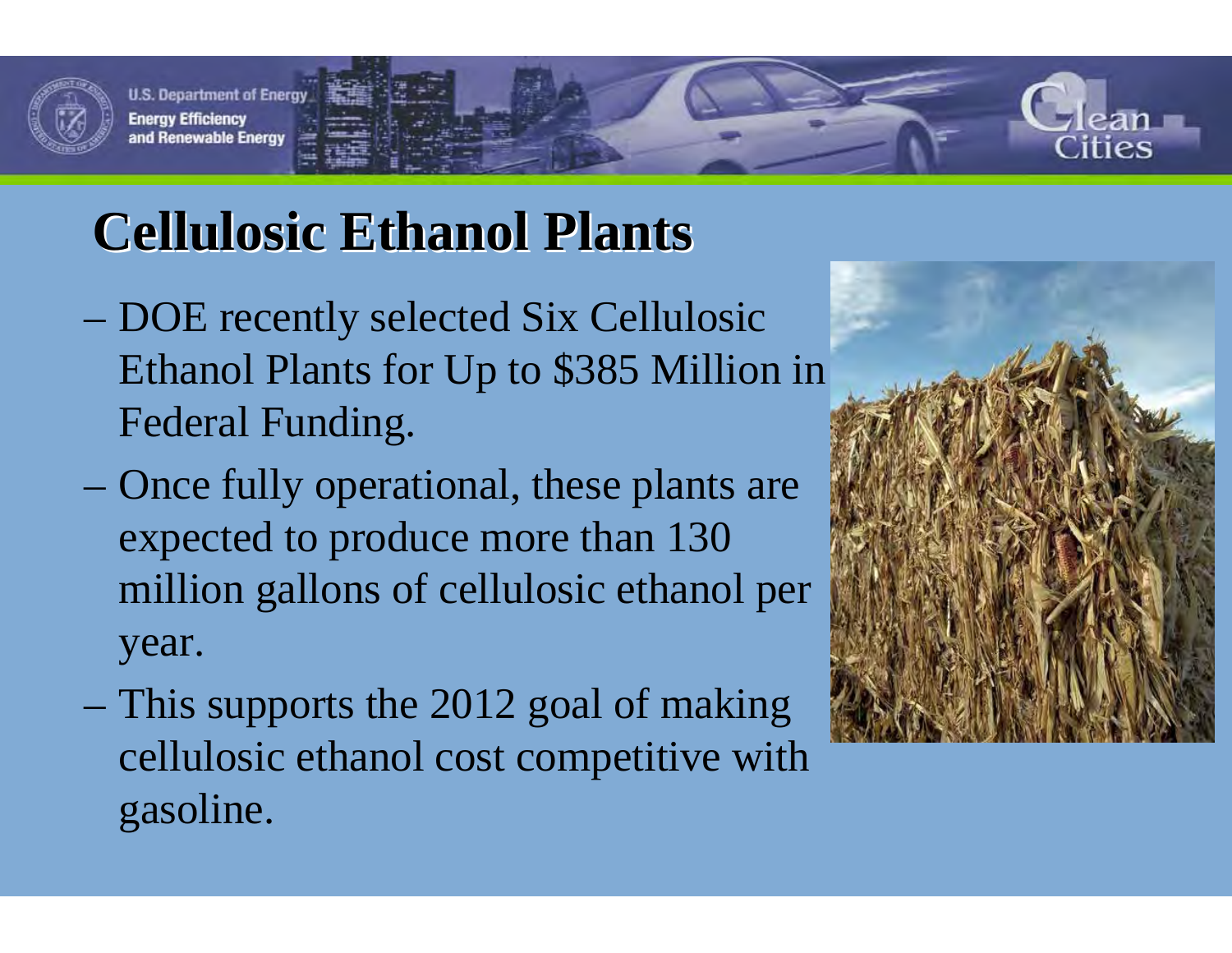# Cellulosic Ethanol Plants

- DOE recently selected Six Cellulosic Ethanol Plants for Up to $385 Million in Federal Funding.
- Once fully operational, these plants are expected to produce more than 130 million gallons of cellulosic ethanol per year.
- This supports the 2012 goal of making cellulosic ethanol cost competitive with gasoline.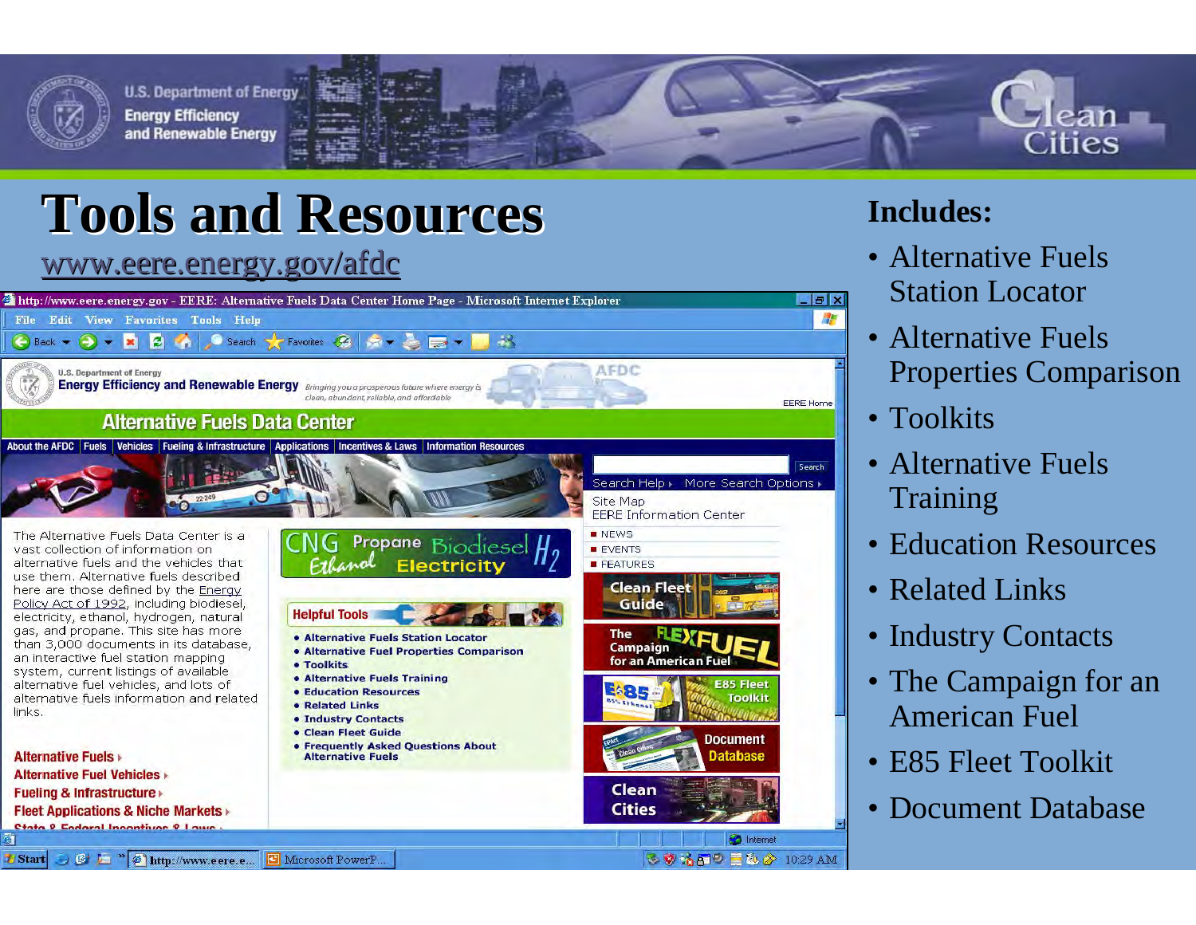# Tools and Resources

www.eere.energy.gov/afdc

**Includes:**

- Alternative Fuels Station Locator
- Alternative Fuels Properties Comparison
- Toolkits
- Alternative Fuels Training
- Education Resources
- Related Links
- Industry Contacts
- The Campaign for an American Fuel
- E85 Fleet Toolkit
- Document Database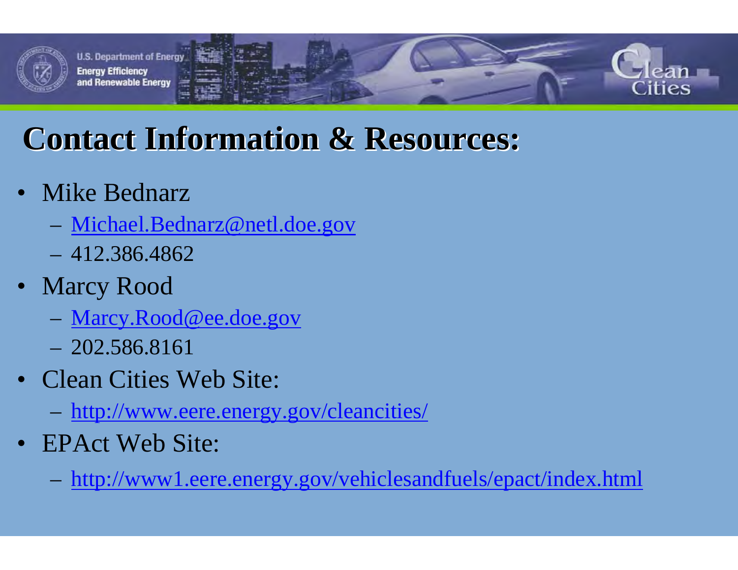# Contact Information & Resources:

- Mike Bednarz
  - Michael.Bednarz@netl.doe.gov
  - 412.386.4862
- Marcy Rood
  - Marcy.Rood@ee.doe.gov
  - 202.586.8161
- Clean Cities Web Site:
  - http://www.eere.energy.gov/cleancities/
- EPAct Web Site:
  - http://www1.eere.energy.gov/vehiclesandfuels/epact/index.html